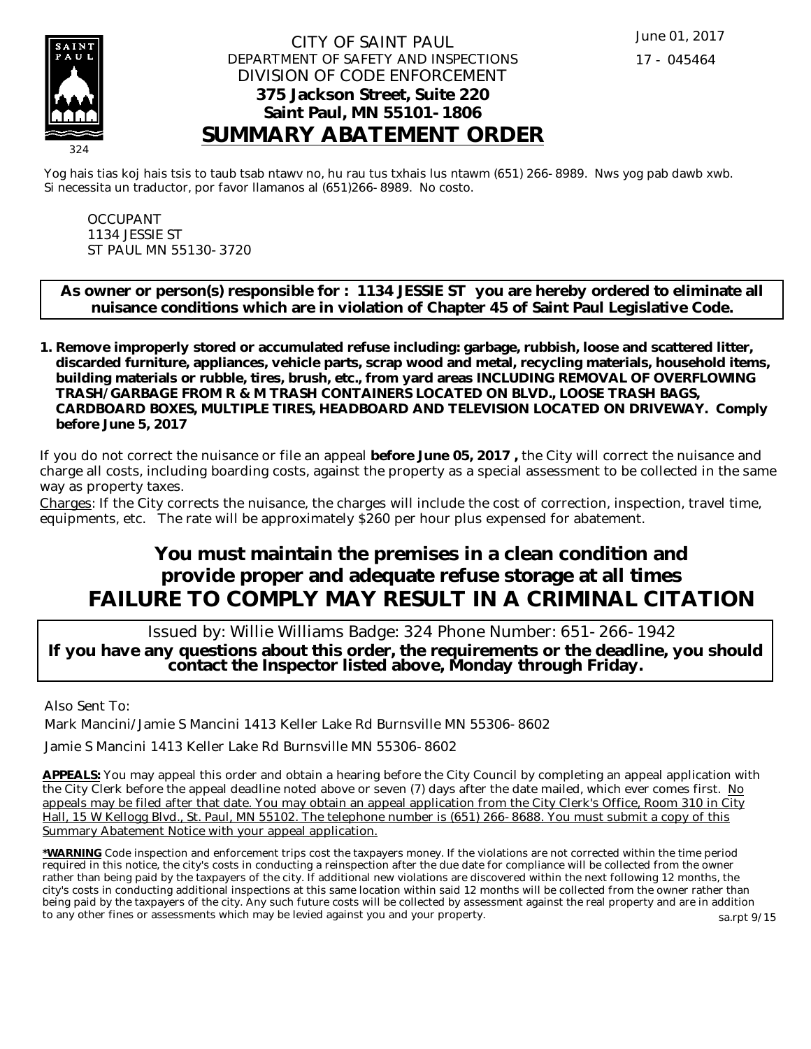SAINT PAUL

324

CITY OF SAINT PAUL
DEPARTMENT OF SAFETY AND INSPECTIONS
DIVISION OF CODE ENFORCEMENT
**375 Jackson Street, Suite 220**
**Saint Paul, MN 55101-1806**

June 01, 2017

17 - 045464

# SUMMARY ABATEMENT ORDER

Yog hais tias koj hais tsis to taub tsab ntawv no, hu rau tus txhais lus ntawm (651) 266-8989. Nws yog pab dawb xwb.
Si necessita un traductor, por favor llamanos al (651)266-8989. No costo.

OCCUPANT
1134 JESSIE ST
ST PAUL MN 55130-3720

**As owner or person(s) responsible for : 1134 JESSIE ST you are hereby ordered to eliminate all nuisance conditions which are in violation of Chapter 45 of Saint Paul Legislative Code.**

1. **Remove improperly stored or accumulated refuse including: garbage, rubbish, loose and scattered litter, discarded furniture, appliances, vehicle parts, scrap wood and metal, recycling materials, household items, building materials or rubble, tires, brush, etc., from yard areas INCLUDING REMOVAL OF OVERFLOWING TRASH/GARBAGE FROM R & M TRASH CONTAINERS LOCATED ON BLVD., LOOSE TRASH BAGS, CARDBOARD BOXES, MULTIPLE TIRES, HEADBOARD AND TELEVISION LOCATED ON DRIVEWAY. Comply before June 5, 2017**

If you do not correct the nuisance or file an appeal **before June 05, 2017 ,** the City will correct the nuisance and charge all costs, including boarding costs, against the property as a special assessment to be collected in the same way as property taxes.

Charges: If the City corrects the nuisance, the charges will include the cost of correction, inspection, travel time, equipments, etc. The rate will be approximately $260 per hour plus expensed for abatement.

## You must maintain the premises in a clean condition and provide proper and adequate refuse storage at all times

## FAILURE TO COMPLY MAY RESULT IN A CRIMINAL CITATION

Issued by: Willie Williams Badge: 324 Phone Number: 651-266-1942

**If you have any questions about this order, the requirements or the deadline, you should contact the Inspector listed above, Monday through Friday.**

Also Sent To:

Mark Mancini/Jamie S Mancini 1413 Keller Lake Rd Burnsville MN 55306-8602

Jamie S Mancini 1413 Keller Lake Rd Burnsville MN 55306-8602

**APPEALS:** You may appeal this order and obtain a hearing before the City Council by completing an appeal application with the City Clerk before the appeal deadline noted above or seven (7) days after the date mailed, which ever comes first. No appeals may be filed after that date. You may obtain an appeal application from the City Clerk's Office, Room 310 in City Hall, 15 W Kellogg Blvd., St. Paul, MN 55102. The telephone number is (651) 266-8688. You must submit a copy of this Summary Abatement Notice with your appeal application.

**\*WARNING** Code inspection and enforcement trips cost the taxpayers money. If the violations are not corrected within the time period required in this notice, the city's costs in conducting a reinspection after the due date for compliance will be collected from the owner rather than being paid by the taxpayers of the city. If additional new violations are discovered within the next following 12 months, the city's costs in conducting additional inspections at this same location within said 12 months will be collected from the owner rather than being paid by the taxpayers of the city. Any such future costs will be collected by assessment against the real property and are in addition to any other fines or assessments which may be levied against you and your property.

sa.rpt 9/15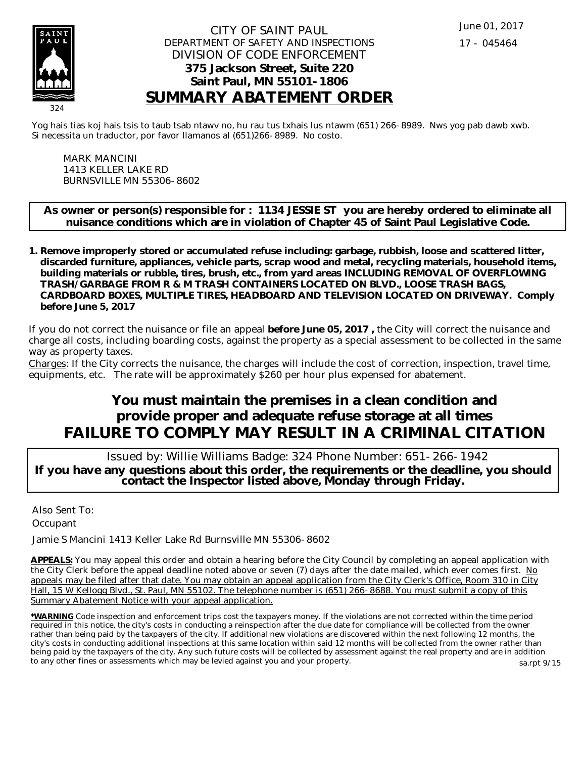June 01, 2017

17 - 045464

CITY OF SAINT PAUL
DEPARTMENT OF SAFETY AND INSPECTIONS
DIVISION OF CODE ENFORCEMENT
**375 Jackson Street, Suite 220**
**Saint Paul, MN 55101-1806**

# SUMMARY ABATEMENT ORDER

324

Yog hais tias koj hais tsis to taub tsab ntawv no, hu rau tus txhais lus ntawm (651) 266-8989. Nws yog pab dawb xwb.
Si necessita un traductor, por favor llamanos al (651)266-8989. No costo.

MARK MANCINI
1413 KELLER LAKE RD
BURNSVILLE MN 55306-8602

**As owner or person(s) responsible for : 1134 JESSIE ST you are hereby ordered to eliminate all nuisance conditions which are in violation of Chapter 45 of Saint Paul Legislative Code.**

1. **Remove improperly stored or accumulated refuse including: garbage, rubbish, loose and scattered litter, discarded furniture, appliances, vehicle parts, scrap wood and metal, recycling materials, household items, building materials or rubble, tires, brush, etc., from yard areas INCLUDING REMOVAL OF OVERFLOWING TRASH/GARBAGE FROM R & M TRASH CONTAINERS LOCATED ON BLVD., LOOSE TRASH BAGS, CARDBOARD BOXES, MULTIPLE TIRES, HEADBOARD AND TELEVISION LOCATED ON DRIVEWAY. Comply before June 5, 2017**

If you do not correct the nuisance or file an appeal **before June 05, 2017 ,** the City will correct the nuisance and charge all costs, including boarding costs, against the property as a special assessment to be collected in the same way as property taxes.

Charges: If the City corrects the nuisance, the charges will include the cost of correction, inspection, travel time, equipments, etc. The rate will be approximately $260 per hour plus expensed for abatement.

## You must maintain the premises in a clean condition and provide proper and adequate refuse storage at all times

## FAILURE TO COMPLY MAY RESULT IN A CRIMINAL CITATION

Issued by: Willie Williams Badge: 324 Phone Number: 651-266-1942

**If you have any questions about this order, the requirements or the deadline, you should contact the Inspector listed above, Monday through Friday.**

Also Sent To:

Occupant

Jamie S Mancini 1413 Keller Lake Rd Burnsville MN 55306-8602

**APPEALS:** You may appeal this order and obtain a hearing before the City Council by completing an appeal application with the City Clerk before the appeal deadline noted above or seven (7) days after the date mailed, which ever comes first. No appeals may be filed after that date. You may obtain an appeal application from the City Clerk's Office, Room 310 in City Hall, 15 W Kellogg Blvd., St. Paul, MN 55102. The telephone number is (651) 266-8688. You must submit a copy of this Summary Abatement Notice with your appeal application.

**\*WARNING** Code inspection and enforcement trips cost the taxpayers money. If the violations are not corrected within the time period required in this notice, the city's costs in conducting a reinspection after the due date for compliance will be collected from the owner rather than being paid by the taxpayers of the city. If additional new violations are discovered within the next following 12 months, the city's costs in conducting additional inspections at this same location within said 12 months will be collected from the owner rather than being paid by the taxpayers of the city. Any such future costs will be collected by assessment against the real property and are in addition to any other fines or assessments which may be levied against you and your property.

sa.rpt 9/15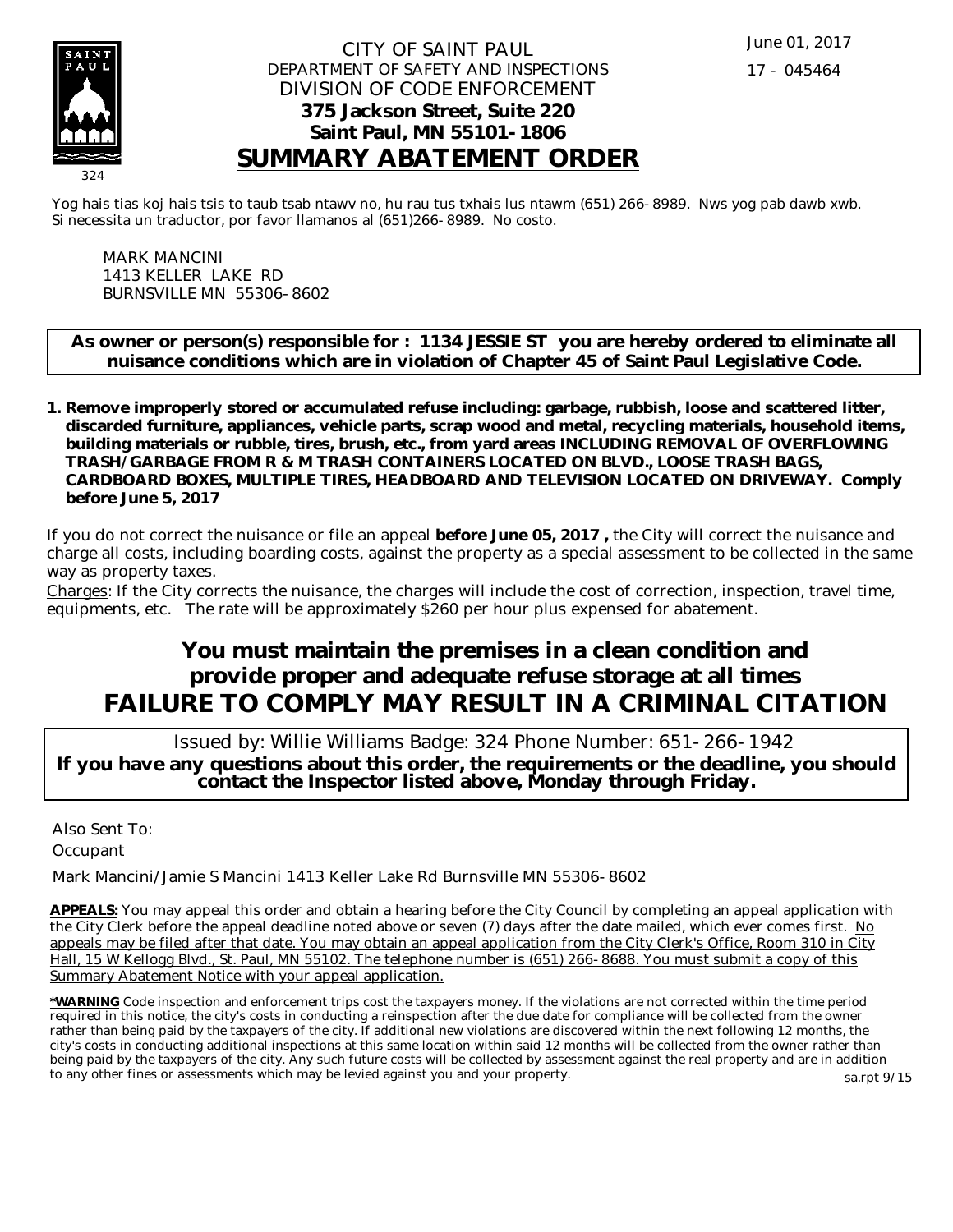June 01, 2017

17 - 045464

324

CITY OF SAINT PAUL
DEPARTMENT OF SAFETY AND INSPECTIONS
DIVISION OF CODE ENFORCEMENT
**375 Jackson Street, Suite 220**
**Saint Paul, MN 55101-1806**

# SUMMARY ABATEMENT ORDER

Yog hais tias koj hais tsis to taub tsab ntawv no, hu rau tus txhais lus ntawm (651) 266-8989. Nws yog pab dawb xwb.
Si necessita un traductor, por favor llamanos al (651)266-8989. No costo.

MARK MANCINI
1413 KELLER LAKE RD
BURNSVILLE MN 55306-8602

**As owner or person(s) responsible for : 1134 JESSIE ST you are hereby ordered to eliminate all nuisance conditions which are in violation of Chapter 45 of Saint Paul Legislative Code.**

1. **Remove improperly stored or accumulated refuse including: garbage, rubbish, loose and scattered litter, discarded furniture, appliances, vehicle parts, scrap wood and metal, recycling materials, household items, building materials or rubble, tires, brush, etc., from yard areas INCLUDING REMOVAL OF OVERFLOWING TRASH/GARBAGE FROM R & M TRASH CONTAINERS LOCATED ON BLVD., LOOSE TRASH BAGS, CARDBOARD BOXES, MULTIPLE TIRES, HEADBOARD AND TELEVISION LOCATED ON DRIVEWAY. Comply before June 5, 2017**

If you do not correct the nuisance or file an appeal **before June 05, 2017 ,** the City will correct the nuisance and charge all costs, including boarding costs, against the property as a special assessment to be collected in the same way as property taxes.

Charges: If the City corrects the nuisance, the charges will include the cost of correction, inspection, travel time, equipments, etc. The rate will be approximately $260 per hour plus expensed for abatement.

## You must maintain the premises in a clean condition and provide proper and adequate refuse storage at all times

## FAILURE TO COMPLY MAY RESULT IN A CRIMINAL CITATION

Issued by: Willie Williams Badge: 324 Phone Number: 651-266-1942

**If you have any questions about this order, the requirements or the deadline, you should contact the Inspector listed above, Monday through Friday.**

Also Sent To:

Occupant

Mark Mancini/Jamie S Mancini 1413 Keller Lake Rd Burnsville MN 55306-8602

**APPEALS:** You may appeal this order and obtain a hearing before the City Council by completing an appeal application with the City Clerk before the appeal deadline noted above or seven (7) days after the date mailed, which ever comes first. No appeals may be filed after that date. You may obtain an appeal application from the City Clerk's Office, Room 310 in City Hall, 15 W Kellogg Blvd., St. Paul, MN 55102. The telephone number is (651) 266-8688. You must submit a copy of this Summary Abatement Notice with your appeal application.

***WARNING** Code inspection and enforcement trips cost the taxpayers money. If the violations are not corrected within the time period required in this notice, the city's costs in conducting a reinspection after the due date for compliance will be collected from the owner rather than being paid by the taxpayers of the city. If additional new violations are discovered within the next following 12 months, the city's costs in conducting additional inspections at this same location within said 12 months will be collected from the owner rather than being paid by the taxpayers of the city. Any such future costs will be collected by assessment against the real property and are in addition to any other fines or assessments which may be levied against you and your property.

sa.rpt 9/15